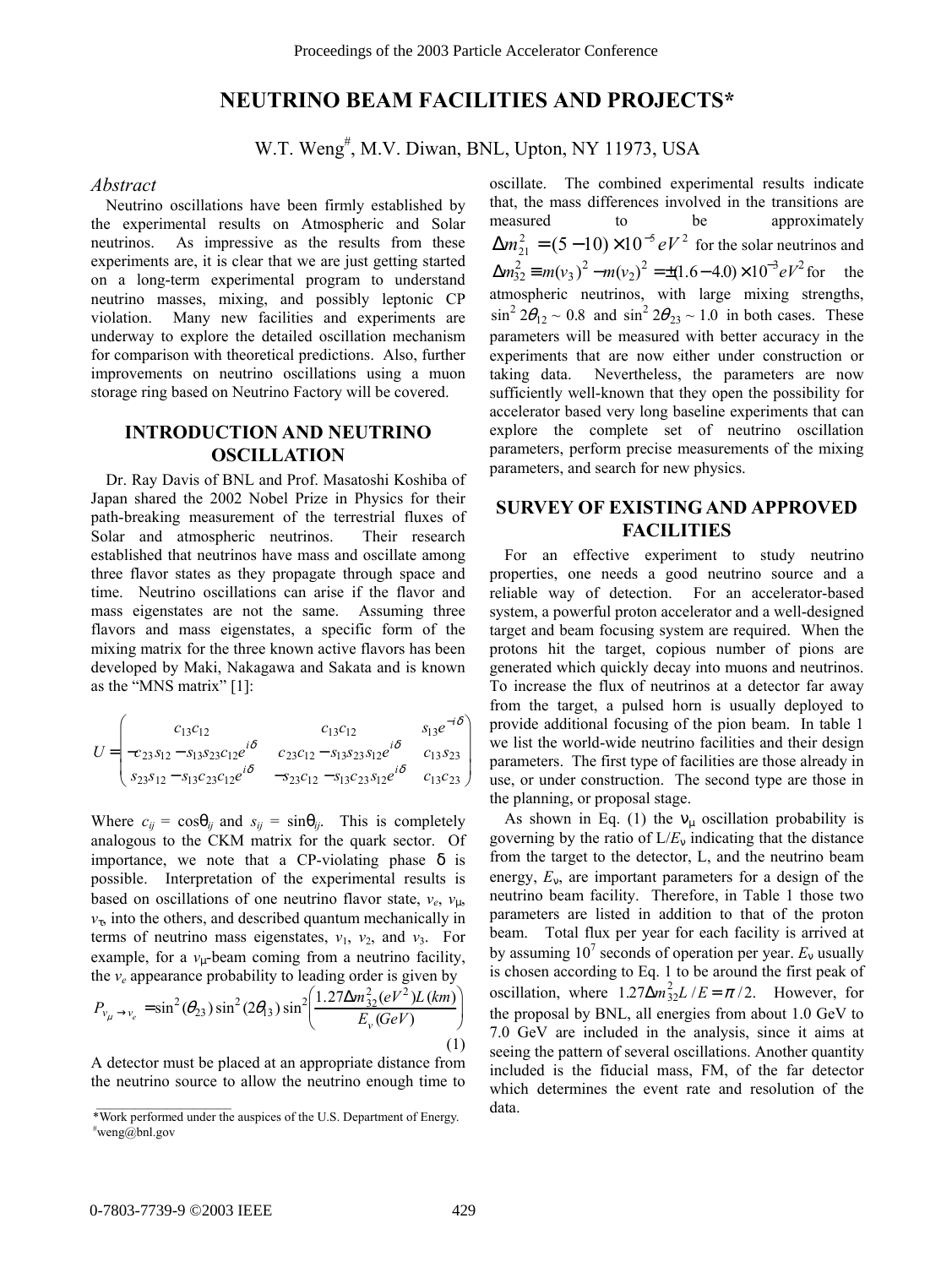# NEUTRINO BEAM FACILITIES AND PROJECTS*

W.T. Weng[#], M.V. Diwan, BNL, Upton, NY 11973, USA

### *Abstract*

Neutrino oscillations have been firmly established by the experimental results on Atmospheric and Solar neutrinos. As impressive as the results from these experiments are, it is clear that we are just getting started on a long-term experimental program to understand neutrino masses, mixing, and possibly leptonic CP violation. Many new facilities and experiments are underway to explore the detailed oscillation mechanism for comparison with theoretical predictions. Also, further improvements on neutrino oscillations using a muon storage ring based on Neutrino Factory will be covered.

## INTRODUCTION AND NEUTRINO OSCILLATION

Dr. Ray Davis of BNL and Prof. Masatoshi Koshiba of Japan shared the 2002 Nobel Prize in Physics for their path-breaking measurement of the terrestrial fluxes of Solar and atmospheric neutrinos. Their research established that neutrinos have mass and oscillate among three flavor states as they propagate through space and time. Neutrino oscillations can arise if the flavor and mass eigenstates are not the same. Assuming three flavors and mass eigenstates, a specific form of the mixing matrix for the three known active flavors has been developed by Maki, Nakagawa and Sakata and is known as the "MNS matrix" [1]:

$$U = \begin{pmatrix} c_{13}c_{12} & c_{13}c_{12} & s_{13}e^{-i\delta} \\ -c_{23}s_{12} - s_{13}s_{23}c_{12}e^{i\delta} & c_{23}c_{12} - s_{13}s_{23}s_{12}e^{i\delta} & c_{13}s_{23} \\ s_{23}s_{12} - s_{13}c_{23}c_{12}e^{i\delta} & -s_{23}c_{12} - s_{13}c_{23}s_{12}e^{i\delta} & c_{13}c_{23} \end{pmatrix}$$

Where $c_{ij} = \cos\theta_{ij}$ and $s_{ij} = \sin\theta_{ij}$. This is completely analogous to the CKM matrix for the quark sector. Of importance, we note that a CP-violating phase $\delta$ is possible. Interpretation of the experimental results is based on oscillations of one neutrino flavor state, $\nu_e$, $\nu_\mu$, $\nu_\tau$, into the others, and described quantum mechanically in terms of neutrino mass eigenstates, $\nu_1$, $\nu_2$, and $\nu_3$. For example, for a $\nu_\mu$-beam coming from a neutrino facility, the $\nu_e$ appearance probability to leading order is given by

$$P_{\nu_\mu \to \nu_e} = \sin^2(\theta_{23})\sin^2(2\theta_{13})\sin^2\left(\frac{1.27\Delta m_{32}^2(eV^2)L(km)}{E_\nu(GeV)}\right) \quad (1)$$

A detector must be placed at an appropriate distance from the neutrino source to allow the neutrino enough time to oscillate. The combined experimental results indicate that, the mass differences involved in the transitions are measured to be approximately $\Delta m_{21}^2 = (5-10)\times 10^{-5}\,eV^2$ for the solar neutrinos and $\Delta m_{32}^2 \equiv m(\nu_3)^2 - m(\nu_2)^2 = \pm(1.6-4.0)\times 10^{-3}\,eV^2$ for the atmospheric neutrinos, with large mixing strengths, $\sin^2 2\theta_{12} \sim 0.8$ and $\sin^2 2\theta_{23} \sim 1.0$ in both cases. These parameters will be measured with better accuracy in the experiments that are now either under construction or taking data. Nevertheless, the parameters are now sufficiently well-known that they open the possibility for accelerator based very long baseline experiments that can explore the complete set of neutrino oscillation parameters, perform precise measurements of the mixing parameters, and search for new physics.

## SURVEY OF EXISTING AND APPROVED FACILITIES

For an effective experiment to study neutrino properties, one needs a good neutrino source and a reliable way of detection. For an accelerator-based system, a powerful proton accelerator and a well-designed target and beam focusing system are required. When the protons hit the target, copious number of pions are generated which quickly decay into muons and neutrinos. To increase the flux of neutrinos at a detector far away from the target, a pulsed horn is usually deployed to provide additional focusing of the pion beam. In table 1 we list the world-wide neutrino facilities and their design parameters. The first type of facilities are those already in use, or under construction. The second type are those in the planning, or proposal stage.

As shown in Eq. (1) the $\nu_\mu$ oscillation probability is governing by the ratio of $L/E_\nu$ indicating that the distance from the target to the detector, L, and the neutrino beam energy, $E_\nu$, are important parameters for a design of the neutrino beam facility. Therefore, in Table 1 those two parameters are listed in addition to that of the proton beam. Total flux per year for each facility is arrived at by assuming $10^7$ seconds of operation per year. $E_\nu$ usually is chosen according to Eq. 1 to be around the first peak of oscillation, where $1.27\Delta m_{32}^2 L/E = \pi/2$. However, for the proposal by BNL, all energies from about 1.0 GeV to 7.0 GeV are included in the analysis, since it aims at seeing the pattern of several oscillations. Another quantity included is the fiducial mass, FM, of the far detector which determines the event rate and resolution of the data.

*Work performed under the auspices of the U.S. Department of Energy.
[#]weng@bnl.gov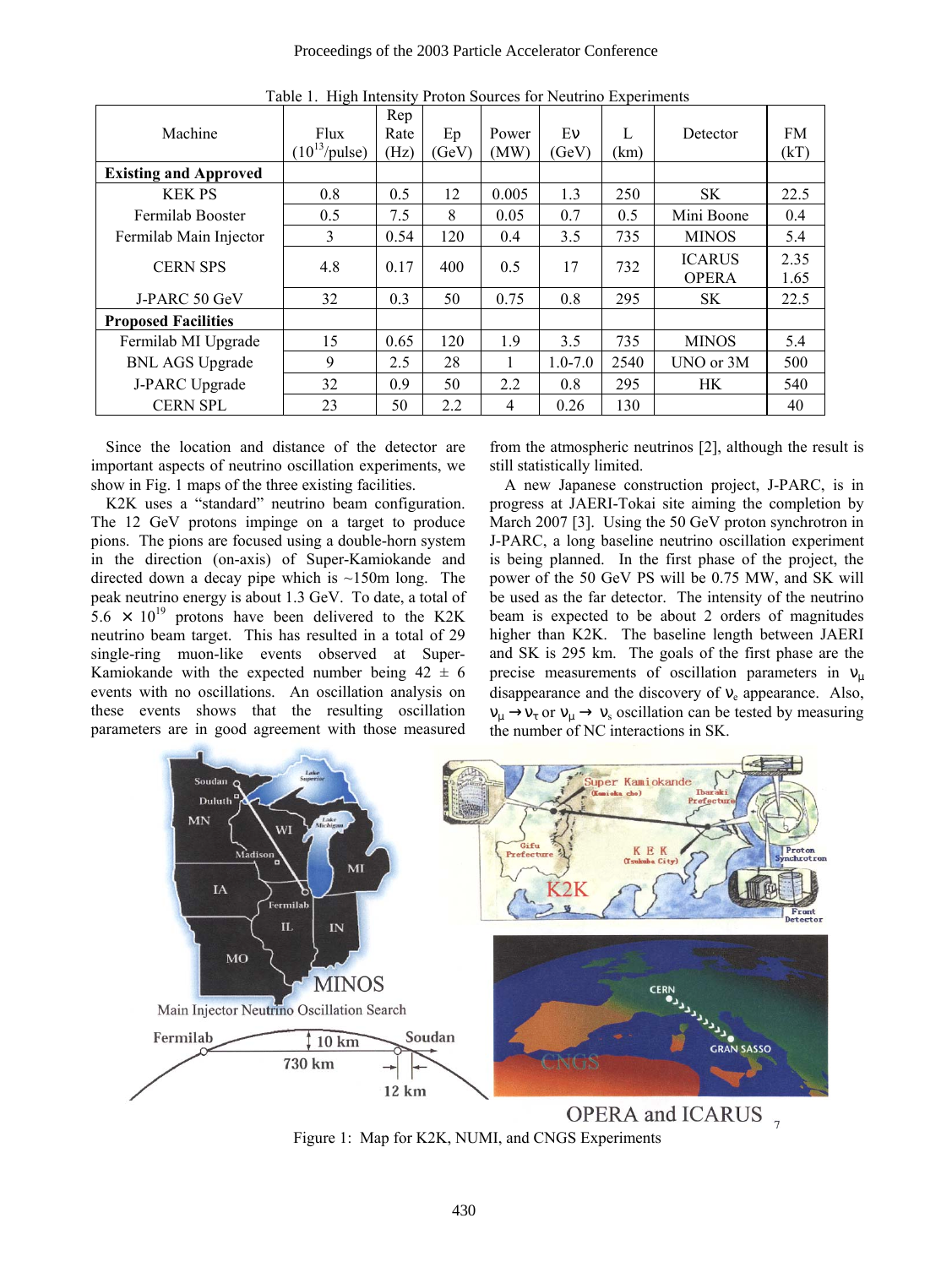Table 1. High Intensity Proton Sources for Neutrino Experiments

| Machine | Flux ($10^{13}$/pulse) | Rep Rate (Hz) | Ep (GeV) | Power (MW) | Eν (GeV) | L (km) | Detector | FM (kT) |
|---|---|---|---|---|---|---|---|---|
| **Existing and Approved** | | | | | | | | |
| KEK PS | 0.8 | 0.5 | 12 | 0.005 | 1.3 | 250 | SK | 22.5 |
| Fermilab Booster | 0.5 | 7.5 | 8 | 0.05 | 0.7 | 0.5 | Mini Boone | 0.4 |
| Fermilab Main Injector | 3 | 0.54 | 120 | 0.4 | 3.5 | 735 | MINOS | 5.4 |
| CERN SPS | 4.8 | 0.17 | 400 | 0.5 | 17 | 732 | ICARUS OPERA | 2.35 1.65 |
| J-PARC 50 GeV | 32 | 0.3 | 50 | 0.75 | 0.8 | 295 | SK | 22.5 |
| **Proposed Facilities** | | | | | | | | |
| Fermilab MI Upgrade | 15 | 0.65 | 120 | 1.9 | 3.5 | 735 | MINOS | 5.4 |
| BNL AGS Upgrade | 9 | 2.5 | 28 | 1 | 1.0-7.0 | 2540 | UNO or 3M | 500 |
| J-PARC Upgrade | 32 | 0.9 | 50 | 2.2 | 0.8 | 295 | HK | 540 |
| CERN SPL | 23 | 50 | 2.2 | 4 | 0.26 | 130 | | 40 |

Since the location and distance of the detector are important aspects of neutrino oscillation experiments, we show in Fig. 1 maps of the three existing facilities.

K2K uses a "standard" neutrino beam configuration. The 12 GeV protons impinge on a target to produce pions. The pions are focused using a double-horn system in the direction (on-axis) of Super-Kamiokande and directed down a decay pipe which is ~150m long. The peak neutrino energy is about 1.3 GeV. To date, a total of $5.6 \times 10^{19}$ protons have been delivered to the K2K neutrino beam target. This has resulted in a total of 29 single-ring muon-like events observed at Super-Kamiokande with the expected number being $42 \pm 6$ events with no oscillations. An oscillation analysis on these events shows that the resulting oscillation parameters are in good agreement with those measured from the atmospheric neutrinos [2], although the result is still statistically limited.

A new Japanese construction project, J-PARC, is in progress at JAERI-Tokai site aiming the completion by March 2007 [3]. Using the 50 GeV proton synchrotron in J-PARC, a long baseline neutrino oscillation experiment is being planned. In the first phase of the project, the power of the 50 GeV PS will be 0.75 MW, and SK will be used as the far detector. The intensity of the neutrino beam is expected to be about 2 orders of magnitudes higher than K2K. The baseline length between JAERI and SK is 295 km. The goals of the first phase are the precise measurements of oscillation parameters in $\nu_\mu$ disappearance and the discovery of $\nu_e$ appearance. Also, $\nu_\mu \rightarrow \nu_\tau$ or $\nu_\mu \rightarrow \nu_s$ oscillation can be tested by measuring the number of NC interactions in SK.

Figure 1: Map for K2K, NUMI, and CNGS Experiments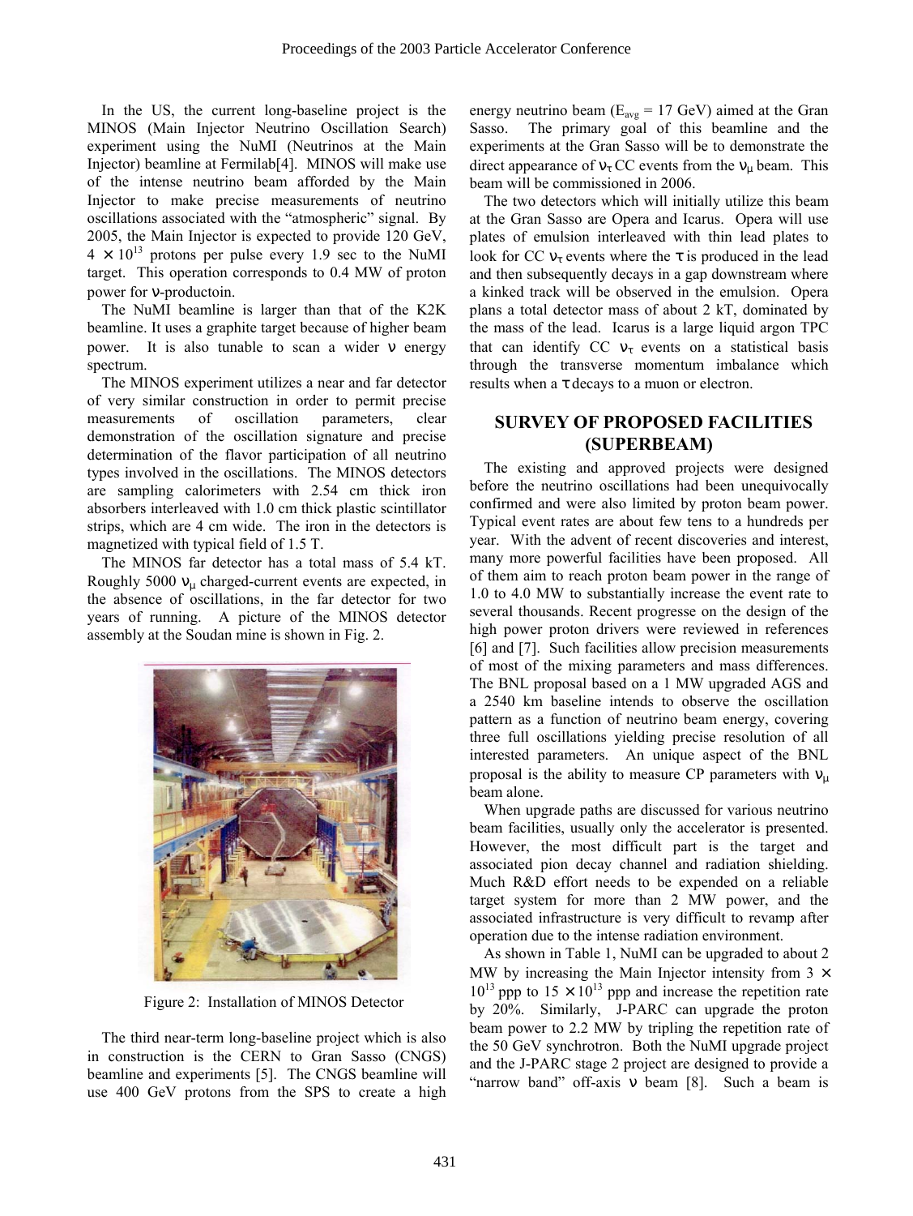In the US, the current long-baseline project is the MINOS (Main Injector Neutrino Oscillation Search) experiment using the NuMI (Neutrinos at the Main Injector) beamline at Fermilab[4]. MINOS will make use of the intense neutrino beam afforded by the Main Injector to make precise measurements of neutrino oscillations associated with the "atmospheric" signal. By 2005, the Main Injector is expected to provide 120 GeV, $4 \times 10^{13}$ protons per pulse every 1.9 sec to the NuMI target. This operation corresponds to 0.4 MW of proton power for $\nu$-productoin.

The NuMI beamline is larger than that of the K2K beamline. It uses a graphite target because of higher beam power. It is also tunable to scan a wider $\nu$ energy spectrum.

The MINOS experiment utilizes a near and far detector of very similar construction in order to permit precise measurements of oscillation parameters, clear demonstration of the oscillation signature and precise determination of the flavor participation of all neutrino types involved in the oscillations. The MINOS detectors are sampling calorimeters with 2.54 cm thick iron absorbers interleaved with 1.0 cm thick plastic scintillator strips, which are 4 cm wide. The iron in the detectors is magnetized with typical field of 1.5 T.

The MINOS far detector has a total mass of 5.4 kT. Roughly 5000 $\nu_\mu$ charged-current events are expected, in the absence of oscillations, in the far detector for two years of running. A picture of the MINOS detector assembly at the Soudan mine is shown in Fig. 2.

Figure 2: Installation of MINOS Detector

The third near-term long-baseline project which is also in construction is the CERN to Gran Sasso (CNGS) beamline and experiments [5]. The CNGS beamline will use 400 GeV protons from the SPS to create a high energy neutrino beam ($E_{avg}$ = 17 GeV) aimed at the Gran Sasso. The primary goal of this beamline and the experiments at the Gran Sasso will be to demonstrate the direct appearance of $\nu_\tau$ CC events from the $\nu_\mu$ beam. This beam will be commissioned in 2006.

The two detectors which will initially utilize this beam at the Gran Sasso are Opera and Icarus. Opera will use plates of emulsion interleaved with thin lead plates to look for CC $\nu_\tau$ events where the $\tau$ is produced in the lead and then subsequently decays in a gap downstream where a kinked track will be observed in the emulsion. Opera plans a total detector mass of about 2 kT, dominated by the mass of the lead. Icarus is a large liquid argon TPC that can identify CC $\nu_\tau$ events on a statistical basis through the transverse momentum imbalance which results when a $\tau$ decays to a muon or electron.

## SURVEY OF PROPOSED FACILITIES (SUPERBEAM)

The existing and approved projects were designed before the neutrino oscillations had been unequivocally confirmed and were also limited by proton beam power. Typical event rates are about few tens to a hundreds per year. With the advent of recent discoveries and interest, many more powerful facilities have been proposed. All of them aim to reach proton beam power in the range of 1.0 to 4.0 MW to substantially increase the event rate to several thousands. Recent progresse on the design of the high power proton drivers were reviewed in references [6] and [7]. Such facilities allow precision measurements of most of the mixing parameters and mass differences. The BNL proposal based on a 1 MW upgraded AGS and a 2540 km baseline intends to observe the oscillation pattern as a function of neutrino beam energy, covering three full oscillations yielding precise resolution of all interested parameters. An unique aspect of the BNL proposal is the ability to measure CP parameters with $\nu_\mu$ beam alone.

When upgrade paths are discussed for various neutrino beam facilities, usually only the accelerator is presented. However, the most difficult part is the target and associated pion decay channel and radiation shielding. Much R&D effort needs to be expended on a reliable target system for more than 2 MW power, and the associated infrastructure is very difficult to revamp after operation due to the intense radiation environment.

As shown in Table 1, NuMI can be upgraded to about 2 MW by increasing the Main Injector intensity from $3 \times 10^{13}$ ppp to $15 \times 10^{13}$ ppp and increase the repetition rate by 20%. Similarly, J-PARC can upgrade the proton beam power to 2.2 MW by tripling the repetition rate of the 50 GeV synchrotron. Both the NuMI upgrade project and the J-PARC stage 2 project are designed to provide a "narrow band" off-axis $\nu$ beam [8]. Such a beam is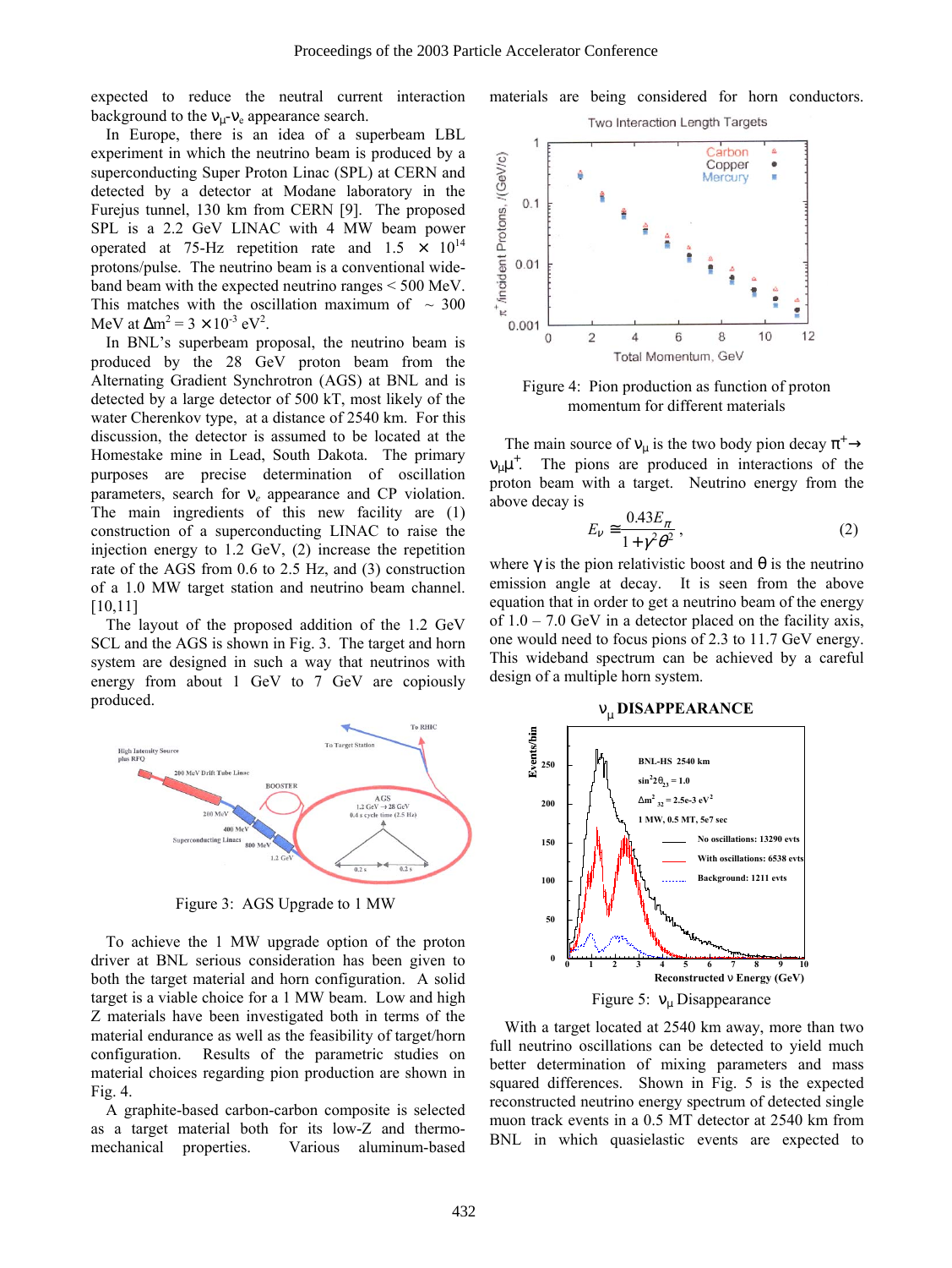expected to reduce the neutral current interaction background to the $\nu_\mu$-$\nu_e$ appearance search.

In Europe, there is an idea of a superbeam LBL experiment in which the neutrino beam is produced by a superconducting Super Proton Linac (SPL) at CERN and detected by a detector at Modane laboratory in the Furejus tunnel, 130 km from CERN [9]. The proposed SPL is a 2.2 GeV LINAC with 4 MW beam power operated at 75-Hz repetition rate and $1.5 \times 10^{14}$ protons/pulse. The neutrino beam is a conventional wide-band beam with the expected neutrino ranges < 500 MeV. This matches with the oscillation maximum of ~ 300 MeV at $\Delta m^2 = 3 \times 10^{-3}$ eV$^2$.

In BNL's superbeam proposal, the neutrino beam is produced by the 28 GeV proton beam from the Alternating Gradient Synchrotron (AGS) at BNL and is detected by a large detector of 500 kT, most likely of the water Cherenkov type, at a distance of 2540 km. For this discussion, the detector is assumed to be located at the Homestake mine in Lead, South Dakota. The primary purposes are precise determination of oscillation parameters, search for $\nu_e$ appearance and CP violation. The main ingredients of this new facility are (1) construction of a superconducting LINAC to raise the injection energy to 1.2 GeV, (2) increase the repetition rate of the AGS from 0.6 to 2.5 Hz, and (3) construction of a 1.0 MW target station and neutrino beam channel. [10,11]

The layout of the proposed addition of the 1.2 GeV SCL and the AGS is shown in Fig. 3. The target and horn system are designed in such a way that neutrinos with energy from about 1 GeV to 7 GeV are copiously produced.

Figure 3: AGS Upgrade to 1 MW

To achieve the 1 MW upgrade option of the proton driver at BNL serious consideration has been given to both the target material and horn configuration. A solid target is a viable choice for a 1 MW beam. Low and high Z materials have been investigated both in terms of the material endurance as well as the feasibility of target/horn configuration. Results of the parametric studies on material choices regarding pion production are shown in Fig. 4.

A graphite-based carbon-carbon composite is selected as a target material both for its low-Z and thermo-mechanical properties. Various aluminum-based materials are being considered for horn conductors.

Figure 4: Pion production as function of proton momentum for different materials

The main source of $\nu_\mu$ is the two body pion decay $\pi^+ \rightarrow \nu_\mu \mu^+$. The pions are produced in interactions of the proton beam with a target. Neutrino energy from the above decay is

$$E_\nu \cong \frac{0.43 E_\pi}{1 + \gamma^2 \theta^2}, \tag{2}$$

where $\gamma$ is the pion relativistic boost and $\theta$ is the neutrino emission angle at decay. It is seen from the above equation that in order to get a neutrino beam of the energy of 1.0 – 7.0 GeV in a detector placed on the facility axis, one would need to focus pions of 2.3 to 11.7 GeV energy. This wideband spectrum can be achieved by a careful design of a multiple horn system.

Figure 5: $\nu_\mu$ Disappearance

With a target located at 2540 km away, more than two full neutrino oscillations can be detected to yield much better determination of mixing parameters and mass squared differences. Shown in Fig. 5 is the expected reconstructed neutrino energy spectrum of detected single muon track events in a 0.5 MT detector at 2540 km from BNL in which quasielastic events are expected to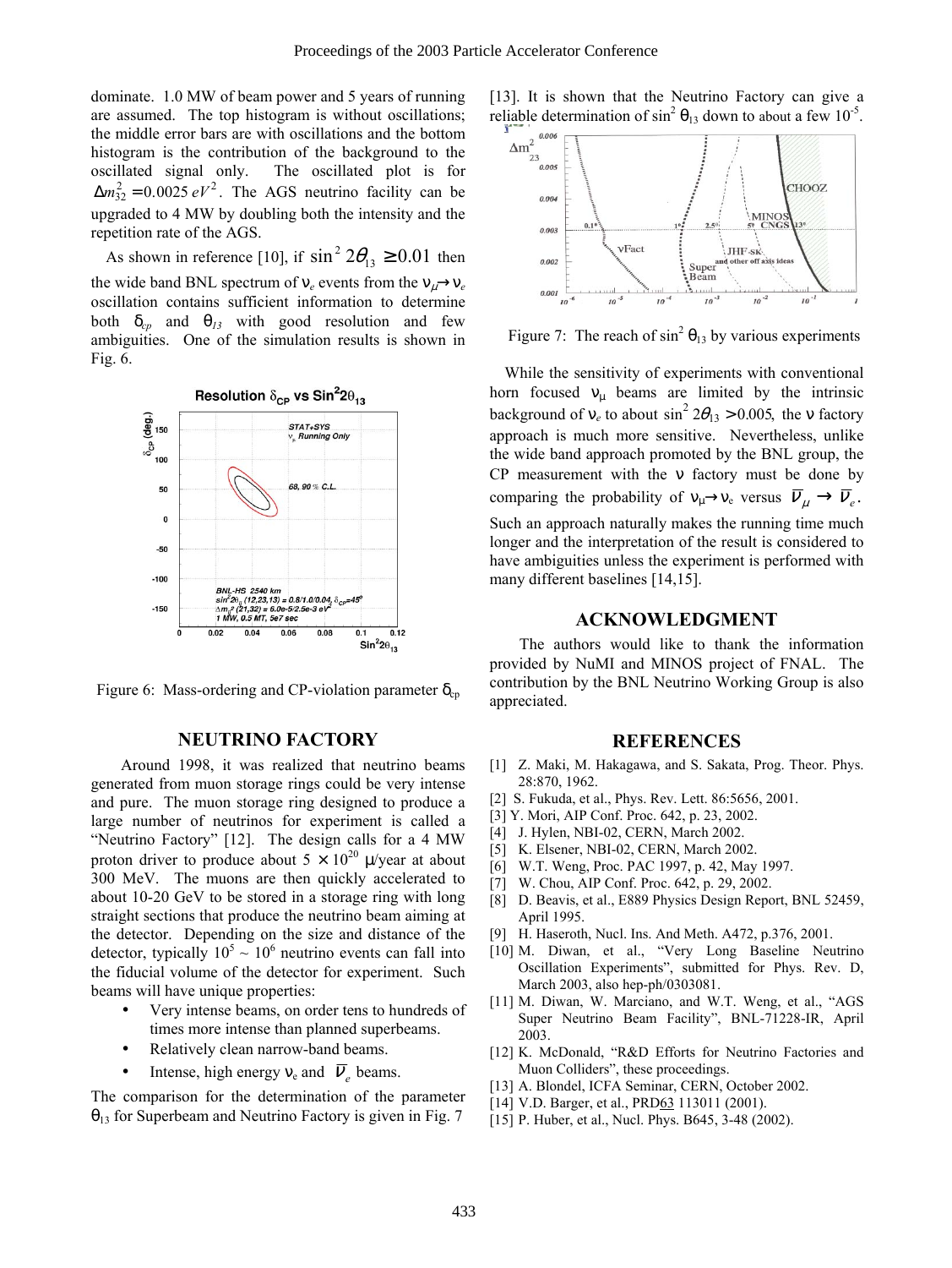dominate. 1.0 MW of beam power and 5 years of running are assumed. The top histogram is without oscillations; the middle error bars are with oscillations and the bottom histogram is the contribution of the background to the oscillated signal only. The oscillated plot is for $\Delta m^2_{32} = 0.0025\, eV^2$. The AGS neutrino facility can be upgraded to 4 MW by doubling both the intensity and the repetition rate of the AGS.

As shown in reference [10], if $\sin^2 2\theta_{13} \geq 0.01$ then the wide band BNL spectrum of $\nu_e$ events from the $\nu_\mu \rightarrow \nu_e$ oscillation contains sufficient information to determine both $\delta_{cp}$ and $\theta_{13}$ with good resolution and few ambiguities. One of the simulation results is shown in Fig. 6.

Resolution $\delta_{CP}$ vs $\mathrm{Sin}^2 2\theta_{13}$

$\delta_{CP}$ (deg.)

150
100
50
0
-50
-100
-150

0 0.02 0.04 0.06 0.08 0.1 0.12

$\mathrm{Sin}^2 2\theta_{13}$

STAT+SYS
$\nu_\mu$ Running Only

68, 90 % C.L.

BNL-HS 2540 km
$\sin^2 2\theta_{ij}$ (12,23,13) = 0.8/1.0/0.04, $\delta_{CP}$=45°
$\Delta m_{ij}^2$ (21,32) = 6.0e-5/2.5e-3 eV²
1 MW, 0.5 MT, 5e7 sec

Figure 6: Mass-ordering and CP-violation parameter $\delta_{cp}$

## NEUTRINO FACTORY

Around 1998, it was realized that neutrino beams generated from muon storage rings could be very intense and pure. The muon storage ring designed to produce a large number of neutrinos for experiment is called a "Neutrino Factory" [12]. The design calls for a 4 MW proton driver to produce about $5 \times 10^{20}$ $\mu$/year at about 300 MeV. The muons are then quickly accelerated to about 10-20 GeV to be stored in a storage ring with long straight sections that produce the neutrino beam aiming at the detector. Depending on the size and distance of the detector, typically $10^5 \sim 10^6$ neutrino events can fall into the fiducial volume of the detector for experiment. Such beams will have unique properties:

- Very intense beams, on order tens to hundreds of times more intense than planned superbeams.
- Relatively clean narrow-band beams.
- Intense, high energy $\nu_e$ and $\bar{\nu}_e$ beams.

The comparison for the determination of the parameter $\theta_{13}$ for Superbeam and Neutrino Factory is given in Fig. 7 [13]. It is shown that the Neutrino Factory can give a reliable determination of $\sin^2 \theta_{13}$ down to about a few $10^{-5}$.

$\Delta m^2_{23}$

0.006
0.005
0.004
0.003
0.002
0.001

$10^{-6}$ $10^{-5}$ $10^{-4}$ $10^{-3}$ $10^{-2}$ $10^{-1}$ 1

0.1° 1° 2.5° 5° 13°

$\nu$Fact
Super Beam
JHF-SK and other off axis ideas
MINOS CNGS
CHOOZ

Figure 7: The reach of $\sin^2 \theta_{13}$ by various experiments

While the sensitivity of experiments with conventional horn focused $\nu_\mu$ beams are limited by the intrinsic background of $\nu_e$ to about $\sin^2 2\theta_{13} > 0.005$, the $\nu$ factory approach is much more sensitive. Nevertheless, unlike the wide band approach promoted by the BNL group, the CP measurement with the $\nu$ factory must be done by comparing the probability of $\nu_\mu \rightarrow \nu_e$ versus $\bar{\nu}_\mu \rightarrow \bar{\nu}_e$. Such an approach naturally makes the running time much longer and the interpretation of the result is considered to have ambiguities unless the experiment is performed with many different baselines [14,15].

## ACKNOWLEDGMENT

The authors would like to thank the information provided by NuMI and MINOS project of FNAL. The contribution by the BNL Neutrino Working Group is also appreciated.

## REFERENCES

[1] Z. Maki, M. Hakagawa, and S. Sakata, Prog. Theor. Phys. 28:870, 1962.
[2] S. Fukuda, et al., Phys. Rev. Lett. 86:5656, 2001.
[3] Y. Mori, AIP Conf. Proc. 642, p. 23, 2002.
[4] J. Hylen, NBI-02, CERN, March 2002.
[5] K. Elsener, NBI-02, CERN, March 2002.
[6] W.T. Weng, Proc. PAC 1997, p. 42, May 1997.
[7] W. Chou, AIP Conf. Proc. 642, p. 29, 2002.
[8] D. Beavis, et al., E889 Physics Design Report, BNL 52459, April 1995.
[9] H. Haseroth, Nucl. Ins. And Meth. A472, p.376, 2001.
[10] M. Diwan, et al., "Very Long Baseline Neutrino Oscillation Experiments", submitted for Phys. Rev. D, March 2003, also hep-ph/0303081.
[11] M. Diwan, W. Marciano, and W.T. Weng, et al., "AGS Super Neutrino Beam Facility", BNL-71228-IR, April 2003.
[12] K. McDonald, "R&D Efforts for Neutrino Factories and Muon Colliders", these proceedings.
[13] A. Blondel, ICFA Seminar, CERN, October 2002.
[14] V.D. Barger, et al., PRD63 113011 (2001).
[15] P. Huber, et al., Nucl. Phys. B645, 3-48 (2002).